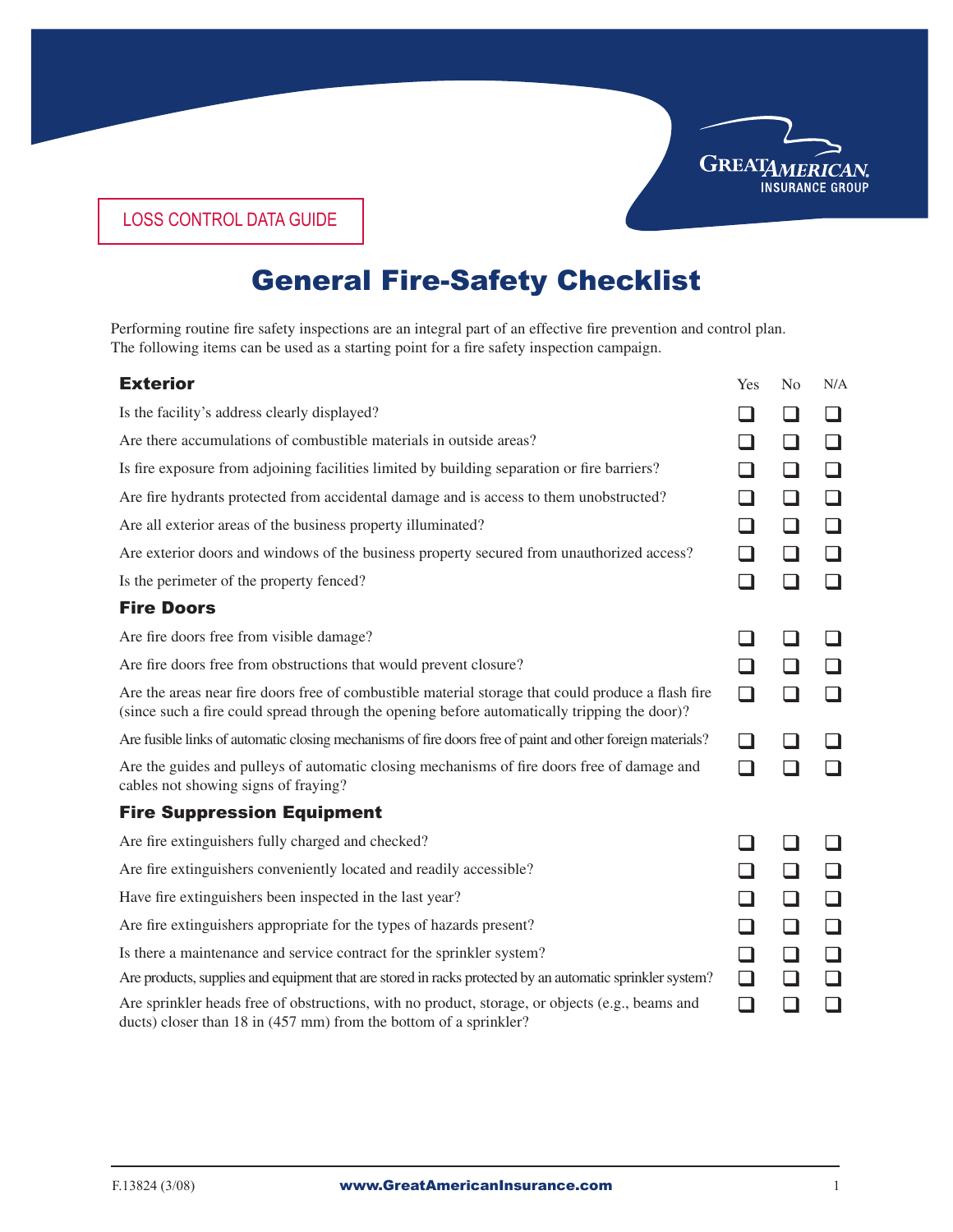LOSS CONTROL DATA GUIDE

# General Fire-Safety Checklist

Performing routine fire safety inspections are an integral part of an effective fire prevention and control plan. The following items can be used as a starting point for a fire safety inspection campaign.

| Exterior | Yes | No | N/A |
|---|---|---|---|
| Is the facility's address clearly displayed? | ❑ | ❑ | ❑ |
| Are there accumulations of combustible materials in outside areas? | ❑ | ❑ | ❑ |
| Is fire exposure from adjoining facilities limited by building separation or fire barriers? | ❑ | ❑ | ❑ |
| Are fire hydrants protected from accidental damage and is access to them unobstructed? | ❑ | ❑ | ❑ |
| Are all exterior areas of the business property illuminated? | ❑ | ❑ | ❑ |
| Are exterior doors and windows of the business property secured from unauthorized access? | ❑ | ❑ | ❑ |
| Is the perimeter of the property fenced? | ❑ | ❑ | ❑ |
| **Fire Doors** | | | |
| Are fire doors free from visible damage? | ❑ | ❑ | ❑ |
| Are fire doors free from obstructions that would prevent closure? | ❑ | ❑ | ❑ |
| Are the areas near fire doors free of combustible material storage that could produce a flash fire (since such a fire could spread through the opening before automatically tripping the door)? | ❑ | ❑ | ❑ |
| Are fusible links of automatic closing mechanisms of fire doors free of paint and other foreign materials? | ❑ | ❑ | ❑ |
| Are the guides and pulleys of automatic closing mechanisms of fire doors free of damage and cables not showing signs of fraying? | ❑ | ❑ | ❑ |
| **Fire Suppression Equipment** | | | |
| Are fire extinguishers fully charged and checked? | ❑ | ❑ | ❑ |
| Are fire extinguishers conveniently located and readily accessible? | ❑ | ❑ | ❑ |
| Have fire extinguishers been inspected in the last year? | ❑ | ❑ | ❑ |
| Are fire extinguishers appropriate for the types of hazards present? | ❑ | ❑ | ❑ |
| Is there a maintenance and service contract for the sprinkler system? | ❑ | ❑ | ❑ |
| Are products, supplies and equipment that are stored in racks protected by an automatic sprinkler system? | ❑ | ❑ | ❑ |
| Are sprinkler heads free of obstructions, with no product, storage, or objects (e.g., beams and ducts) closer than 18 in (457 mm) from the bottom of a sprinkler? | ❑ | ❑ | ❑ |

F.13824 (3/08) www.GreatAmericanInsurance.com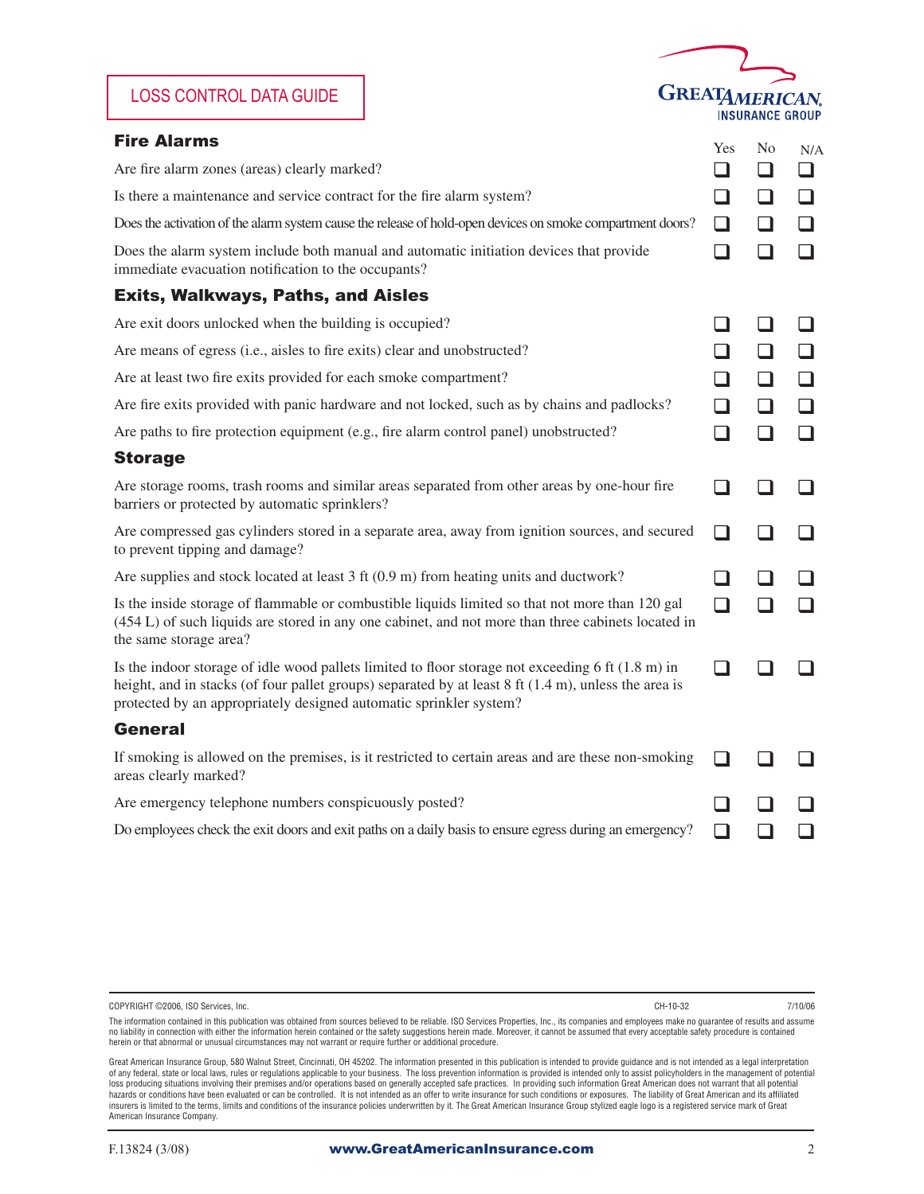LOSS CONTROL DATA GUIDE

GREAT AMERICAN INSURANCE GROUP

| | Yes | No | N/A |
|---|---|---|---|
| **Fire Alarms** | | | |
| Are fire alarm zones (areas) clearly marked? | ❑ | ❑ | ❑ |
| Is there a maintenance and service contract for the fire alarm system? | ❑ | ❑ | ❑ |
| Does the activation of the alarm system cause the release of hold-open devices on smoke compartment doors? | ❑ | ❑ | ❑ |
| Does the alarm system include both manual and automatic initiation devices that provide immediate evacuation notification to the occupants? | ❑ | ❑ | ❑ |
| **Exits, Walkways, Paths, and Aisles** | | | |
| Are exit doors unlocked when the building is occupied? | ❑ | ❑ | ❑ |
| Are means of egress (i.e., aisles to fire exits) clear and unobstructed? | ❑ | ❑ | ❑ |
| Are at least two fire exits provided for each smoke compartment? | ❑ | ❑ | ❑ |
| Are fire exits provided with panic hardware and not locked, such as by chains and padlocks? | ❑ | ❑ | ❑ |
| Are paths to fire protection equipment (e.g., fire alarm control panel) unobstructed? | ❑ | ❑ | ❑ |
| **Storage** | | | |
| Are storage rooms, trash rooms and similar areas separated from other areas by one-hour fire barriers or protected by automatic sprinklers? | ❑ | ❑ | ❑ |
| Are compressed gas cylinders stored in a separate area, away from ignition sources, and secured to prevent tipping and damage? | ❑ | ❑ | ❑ |
| Are supplies and stock located at least 3 ft (0.9 m) from heating units and ductwork? | ❑ | ❑ | ❑ |
| Is the inside storage of flammable or combustible liquids limited so that not more than 120 gal (454 L) of such liquids are stored in any one cabinet, and not more than three cabinets located in the same storage area? | ❑ | ❑ | ❑ |
| Is the indoor storage of idle wood pallets limited to floor storage not exceeding 6 ft (1.8 m) in height, and in stacks (of four pallet groups) separated by at least 8 ft (1.4 m), unless the area is protected by an appropriately designed automatic sprinkler system? | ❑ | ❑ | ❑ |
| **General** | | | |
| If smoking is allowed on the premises, is it restricted to certain areas and are these non-smoking areas clearly marked? | ❑ | ❑ | ❑ |
| Are emergency telephone numbers conspicuously posted? | ❑ | ❑ | ❑ |
| Do employees check the exit doors and exit paths on a daily basis to ensure egress during an emergency? | ❑ | ❑ | ❑ |

COPYRIGHT ©2006, ISO Services, Inc. CH-10-32 7/10/06

The information contained in this publication was obtained from sources believed to be reliable. ISO Services Properties, Inc., its companies and employees make no guarantee of results and assume no liability in connection with either the information herein contained or the safety suggestions herein made. Moreover, it cannot be assumed that every acceptable safety procedure is contained herein or that abnormal or unusual circumstances may not warrant or require further or additional procedure.

Great American Insurance Group, 580 Walnut Street, Cincinnati, OH 45202. The information presented in this publication is intended to provide guidance and is not intended as a legal interpretation of any federal, state or local laws, rules or regulations applicable to your business. The loss prevention information is provided is intended only to assist policyholders in the management of potential loss producing situations involving their premises and/or operations based on generally accepted safe practices. In providing such information Great American does not warrant that all potential hazards or conditions have been evaluated or can be controlled. It is not intended as an offer to write insurance for such conditions or exposures. The liability of Great American and its affiliated insurers is limited to the terms, limits and conditions of the insurance policies underwritten by it. The Great American Insurance Group stylized eagle logo is a registered service mark of Great American Insurance Company.

F.13824 (3/08) www.GreatAmericanInsurance.com